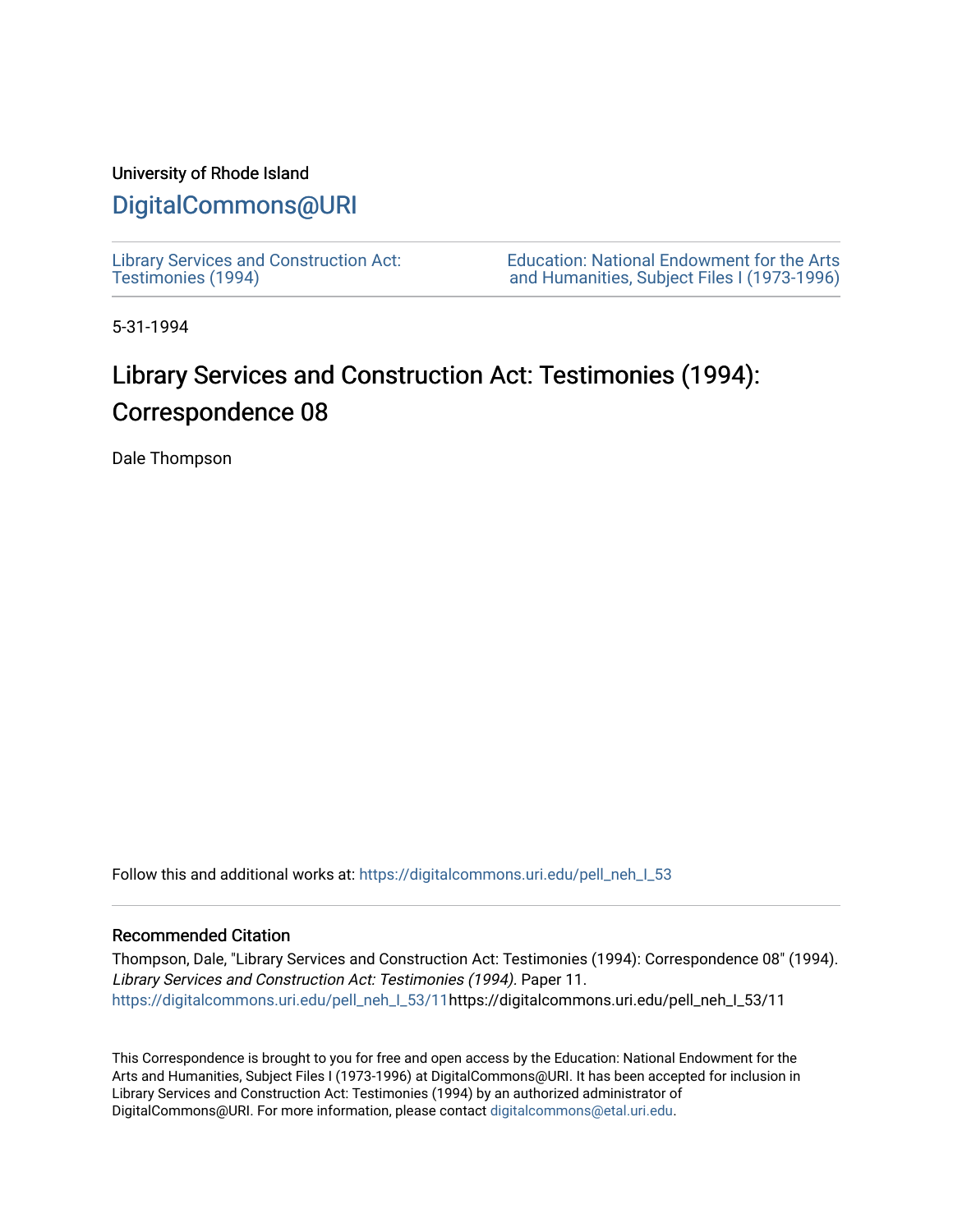University of Rhode Island

# DigitalCommons@URI

Library Services and Construction Act: Testimonies (1994)

Education: National Endowment for the Arts and Humanities, Subject Files I (1973-1996)

5-31-1994

# Library Services and Construction Act: Testimonies (1994): Correspondence 08

Dale Thompson

Follow this and additional works at: https://digitalcommons.uri.edu/pell_neh_I_53

## Recommended Citation

Thompson, Dale, "Library Services and Construction Act: Testimonies (1994): Correspondence 08" (1994). *Library Services and Construction Act: Testimonies (1994)*. Paper 11.
https://digitalcommons.uri.edu/pell_neh_I_53/11https://digitalcommons.uri.edu/pell_neh_I_53/11

This Correspondence is brought to you for free and open access by the Education: National Endowment for the Arts and Humanities, Subject Files I (1973-1996) at DigitalCommons@URI. It has been accepted for inclusion in Library Services and Construction Act: Testimonies (1994) by an authorized administrator of DigitalCommons@URI. For more information, please contact digitalcommons@etal.uri.edu.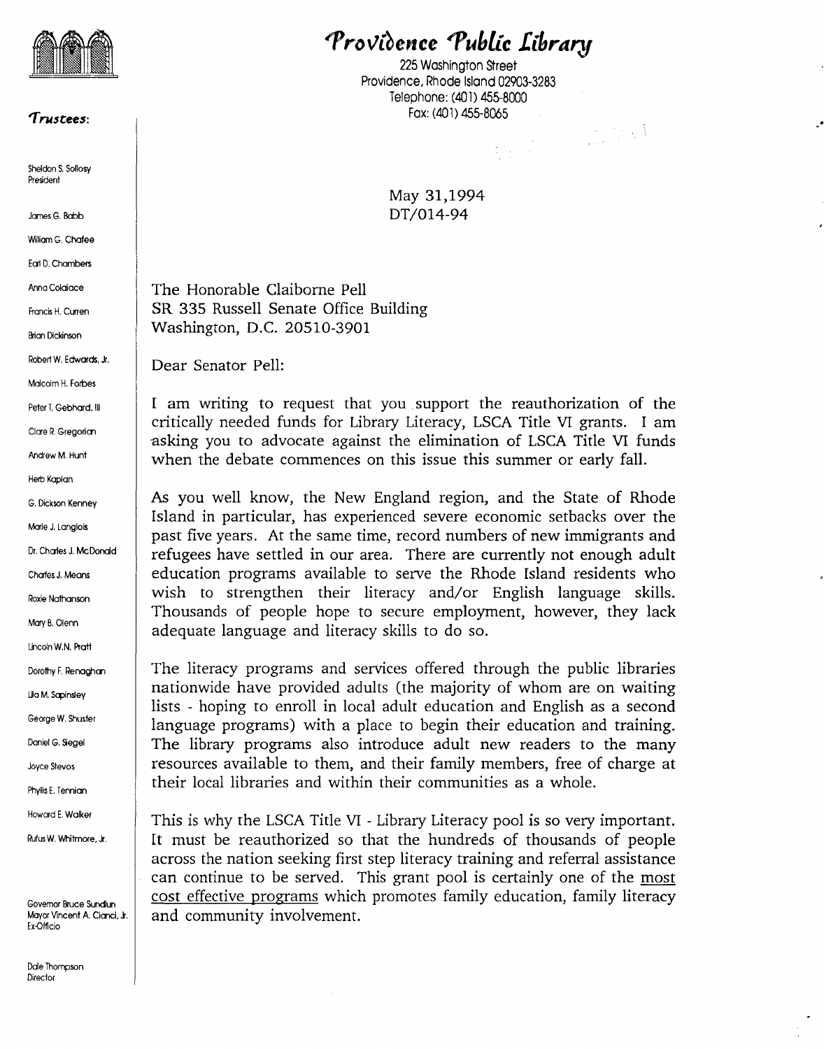# *Providence Public Library*

225 Washington Street
Providence, Rhode Island 02903-3283
Telephone: (401) 455-8000
Fax: (401) 455-8065

*Trustees:*

Sheldon S. Sollosy
President

James G. Babb
William G. Chafee
Earl D. Chambers
Anna Colaiace
Francis H. Curren
Brian Dickinson
Robert W. Edwards, Jr.
Malcolm H. Forbes
Peter T. Gebhard, III
Clare R. Gregorian
Andrew M. Hunt
Herb Kaplan
G. Dickson Kenney
Marie J. Langlois
Dr. Charles J. McDonald
Charles J. Means
Roxie Nathanson
Mary B. Olenn
Lincoln W.N. Pratt
Dorothy F. Renaghan
Lila M. Sapinsley
George W. Shuster
Daniel G. Siegel
Joyce Stevos
Phyllis E. Tennian
Howard E. Walker
Rufus W. Whitmore, Jr.

Governor Bruce Sundlun
Mayor Vincent A. Cianci, Jr.
Ex-Officio

Dale Thompson
Director

May 31,1994
DT/014-94

The Honorable Claiborne Pell
SR 335 Russell Senate Office Building
Washington, D.C. 20510-3901

Dear Senator Pell:

I am writing to request that you support the reauthorization of the critically needed funds for Library Literacy, LSCA Title VI grants. I am asking you to advocate against the elimination of LSCA Title VI funds when the debate commences on this issue this summer or early fall.

As you well know, the New England region, and the State of Rhode Island in particular, has experienced severe economic setbacks over the past five years. At the same time, record numbers of new immigrants and refugees have settled in our area. There are currently not enough adult education programs available to serve the Rhode Island residents who wish to strengthen their literacy and/or English language skills. Thousands of people hope to secure employment, however, they lack adequate language and literacy skills to do so.

The literacy programs and services offered through the public libraries nationwide have provided adults (the majority of whom are on waiting lists - hoping to enroll in local adult education and English as a second language programs) with a place to begin their education and training. The library programs also introduce adult new readers to the many resources available to them, and their family members, free of charge at their local libraries and within their communities as a whole.

This is why the LSCA Title VI - Library Literacy pool is so very important. It must be reauthorized so that the hundreds of thousands of people across the nation seeking first step literacy training and referral assistance can continue to be served. This grant pool is certainly one of the most cost effective programs which promotes family education, family literacy and community involvement.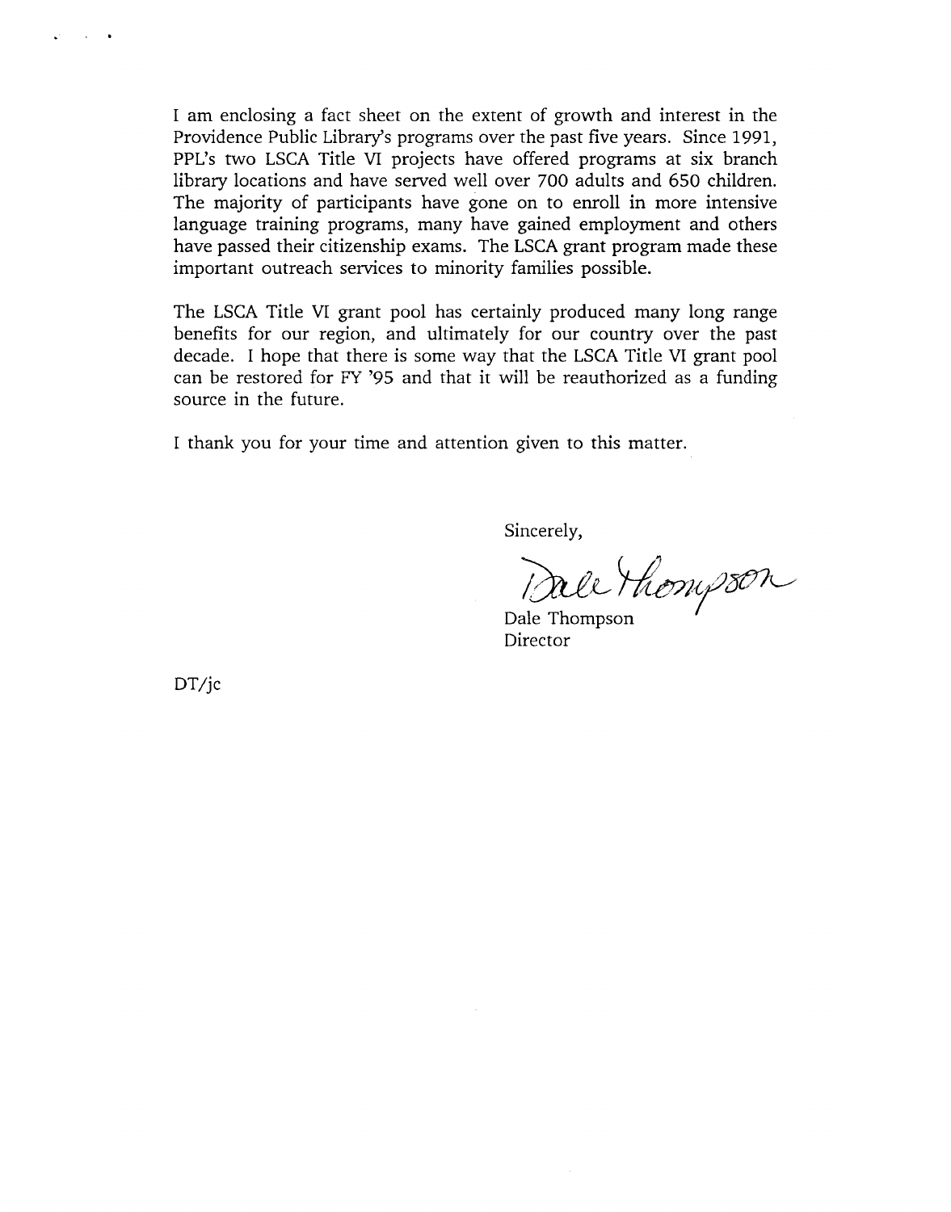I am enclosing a fact sheet on the extent of growth and interest in the Providence Public Library's programs over the past five years. Since 1991, PPL's two LSCA Title VI projects have offered programs at six branch library locations and have served well over 700 adults and 650 children. The majority of participants have gone on to enroll in more intensive language training programs, many have gained employment and others have passed their citizenship exams. The LSCA grant program made these important outreach services to minority families possible.

The LSCA Title VI grant pool has certainly produced many long range benefits for our region, and ultimately for our country over the past decade. I hope that there is some way that the LSCA Title VI grant pool can be restored for FY '95 and that it will be reauthorized as a funding source in the future.

I thank you for your time and attention given to this matter.

Sincerely,

Dale Thompson

Dale Thompson
Director

DT/jc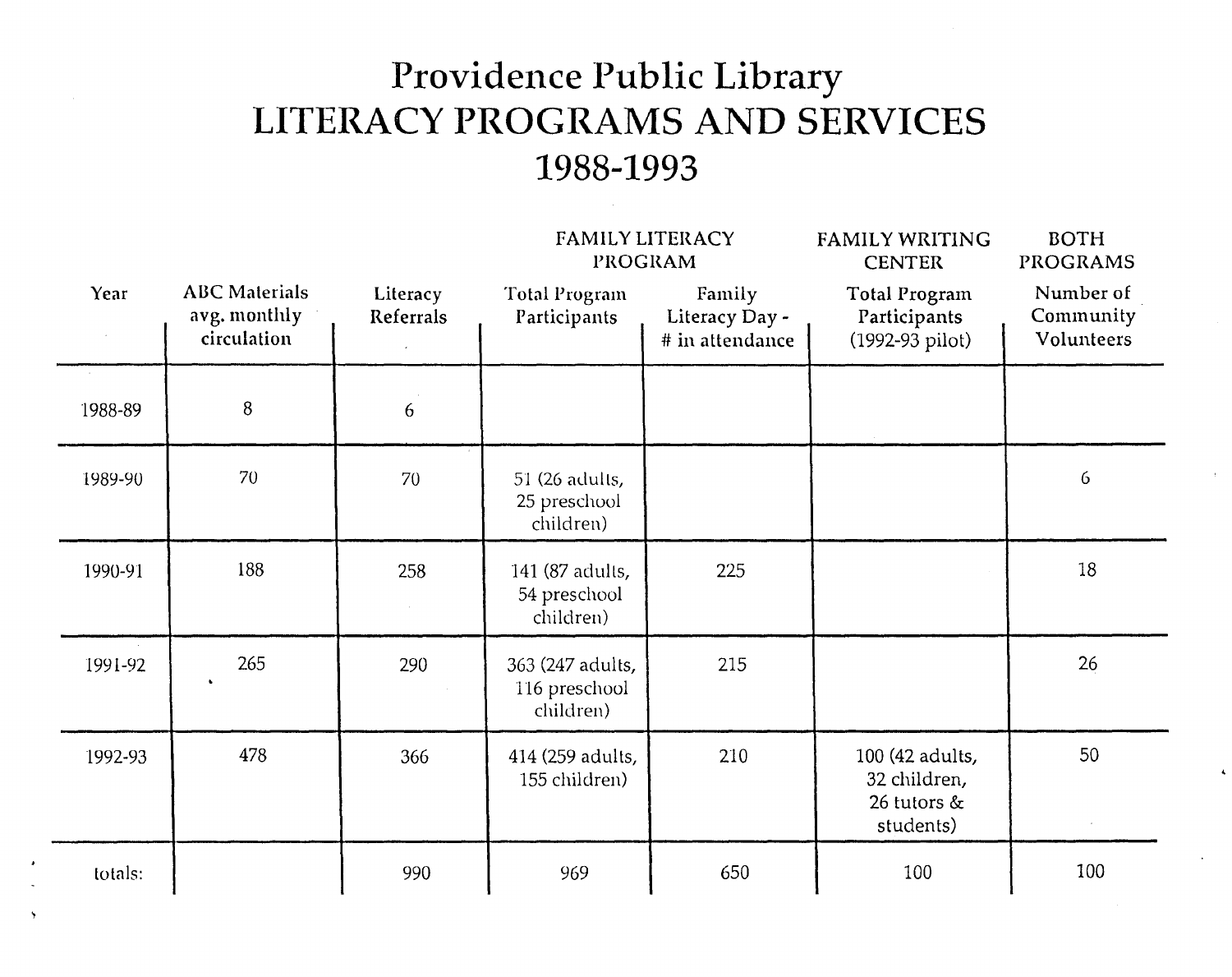# Providence Public Library
# LITERACY PROGRAMS AND SERVICES
# 1988-1993

| | | | FAMILY LITERACY PROGRAM | | FAMILY WRITING CENTER | BOTH PROGRAMS |
|---|---|---|---|---|---|---|
| Year | ABC Materials avg. monthly circulation | Literacy Referrals | Total Program Participants | Family Literacy Day - # in attendance | Total Program Participants (1992-93 pilot) | Number of Community Volunteers |
| 1988-89 | 8 | 6 | | | | |
| 1989-90 | 70 | 70 | 51 (26 adults, 25 preschool children) | | | 6 |
| 1990-91 | 188 | 258 | 141 (87 adults, 54 preschool children) | 225 | | 18 |
| 1991-92 | 265 | 290 | 363 (247 adults, 116 preschool children) | 215 | | 26 |
| 1992-93 | 478 | 366 | 414 (259 adults, 155 children) | 210 | 100 (42 adults, 32 children, 26 tutors & students) | 50 |
| totals: | | 990 | 969 | 650 | 100 | 100 |